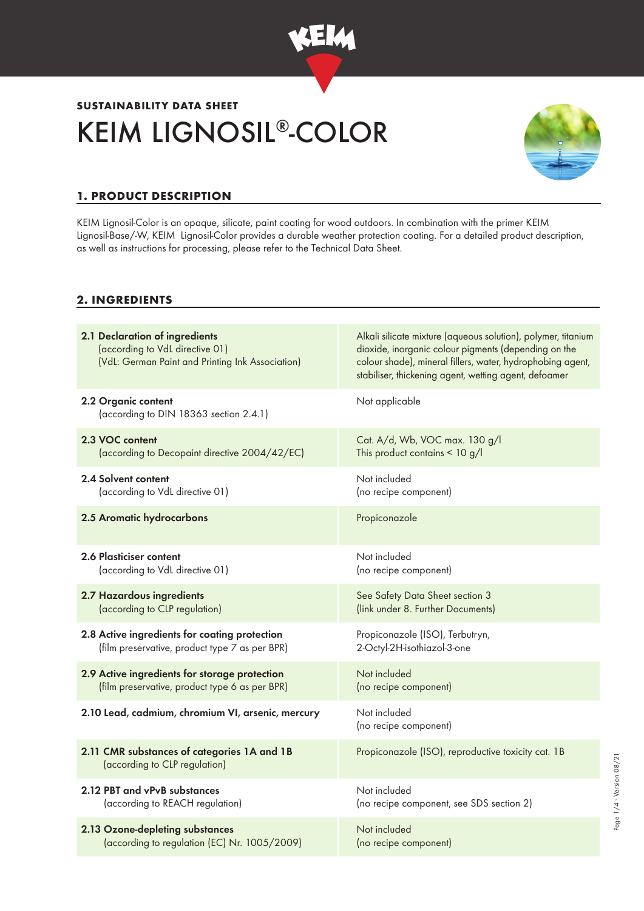## SUSTAINABILITY DATA SHEET

# KEIM LIGNOSIL®-COLOR

## 1. PRODUCT DESCRIPTION

KEIM Lignosil-Color is an opaque, silicate, paint coating for wood outdoors. In combination with the primer KEIM Lignosil-Base/-W, KEIM Lignosil-Color provides a durable weather protection coating. For a detailed product description, as well as instructions for processing, please refer to the Technical Data Sheet.

## 2. INGREDIENTS

| | |
|---|---|
| **2.1 Declaration of ingredients** (according to VdL directive 01) (VdL: German Paint and Printing Ink Association) | Alkali silicate mixture (aqueous solution), polymer, titanium dioxide, inorganic colour pigments (depending on the colour shade), mineral fillers, water, hydrophobing agent, stabiliser, thickening agent, wetting agent, defoamer |
| **2.2 Organic content** (according to DIN 18363 section 2.4.1) | Not applicable |
| **2.3 VOC content** (according to Decopaint directive 2004/42/EC) | Cat. A/d, Wb, VOC max. 130 g/l<br>This product contains < 10 g/l |
| **2.4 Solvent content** (according to VdL directive 01) | Not included<br>(no recipe component) |
| **2.5 Aromatic hydrocarbons** | Propiconazole |
| **2.6 Plasticiser content** (according to VdL directive 01) | Not included<br>(no recipe component) |
| **2.7 Hazardous ingredients** (according to CLP regulation) | See Safety Data Sheet section 3<br>(link under 8. Further Documents) |
| **2.8 Active ingredients for coating protection** (film preservative, product type 7 as per BPR) | Propiconazole (ISO), Terbutryn, 2-Octyl-2H-isothiazol-3-one |
| **2.9 Active ingredients for storage protection** (film preservative, product type 6 as per BPR) | Not included<br>(no recipe component) |
| **2.10 Lead, cadmium, chromium VI, arsenic, mercury** | Not included<br>(no recipe component) |
| **2.11 CMR substances of categories 1A and 1B** (according to CLP regulation) | Propiconazole (ISO), reproductive toxicity cat. 1B |
| **2.12 PBT and vPvB substances** (according to REACH regulation) | Not included<br>(no recipe component, see SDS section 2) |
| **2.13 Ozone-depleting substances** (according to regulation (EC) Nr. 1005/2009) | Not included<br>(no recipe component) |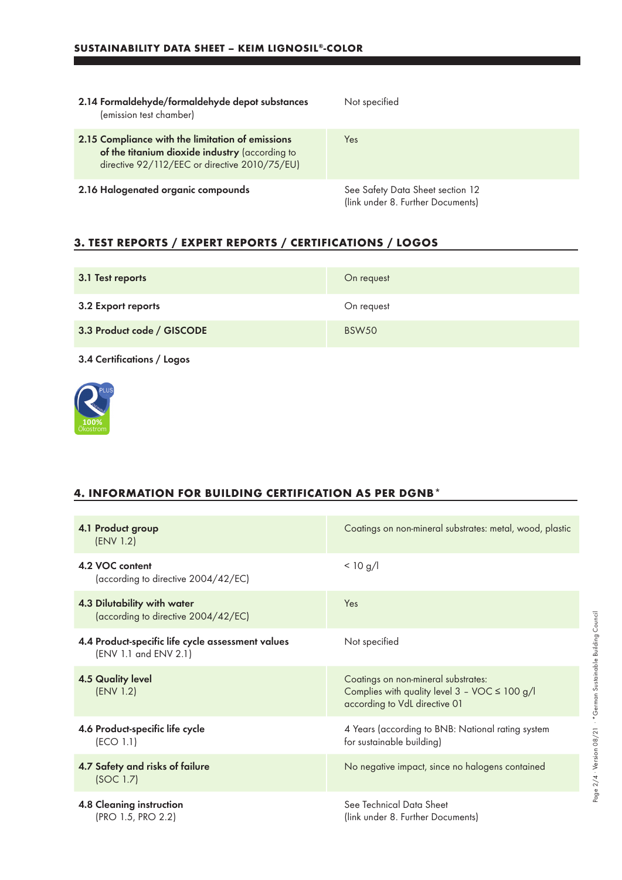| | |
|---|---|
| **2.14 Formaldehyde/formaldehyde depot substances** (emission test chamber) | Not specified |
| **2.15 Compliance with the limitation of emissions of the titanium dioxide industry** (according to directive 92/112/EEC or directive 2010/75/EU) | Yes |
| **2.16 Halogenated organic compounds** | See Safety Data Sheet section 12 (link under 8. Further Documents) |

## 3. TEST REPORTS / EXPERT REPORTS / CERTIFICATIONS / LOGOS

| | |
|---|---|
| **3.1 Test reports** | On request |
| **3.2 Export reports** | On request |
| **3.3 Product code / GISCODE** | BSW50 |

**3.4 Certifications / Logos**

PLUS
100% Ökostrom

## 4. INFORMATION FOR BUILDING CERTIFICATION AS PER DGNB*

| | |
|---|---|
| **4.1 Product group** (ENV 1.2) | Coatings on non-mineral substrates: metal, wood, plastic |
| **4.2 VOC content** (according to directive 2004/42/EC) | < 10 g/l |
| **4.3 Dilutability with water** (according to directive 2004/42/EC) | Yes |
| **4.4 Product-specific life cycle assessment values** (ENV 1.1 and ENV 2.1) | Not specified |
| **4.5 Quality level** (ENV 1.2) | Coatings on non-mineral substrates: Complies with quality level 3 – VOC ≤ 100 g/l according to VdL directive 01 |
| **4.6 Product-specific life cycle** (ECO 1.1) | 4 Years (according to BNB: National rating system for sustainable building) |
| **4.7 Safety and risks of failure** (SOC 1.7) | No negative impact, since no halogens contained |
| **4.8 Cleaning instruction** (PRO 1.5, PRO 2.2) | See Technical Data Sheet (link under 8. Further Documents) |

*German Sustainable Building Council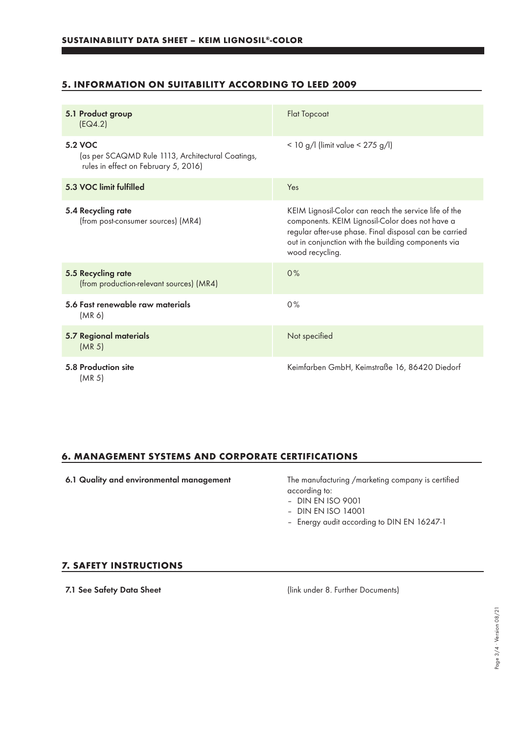## 5. INFORMATION ON SUITABILITY ACCORDING TO LEED 2009

| | |
|---|---|
| **5.1 Product group** (EQ4.2) | Flat Topcoat |
| **5.2 VOC** (as per SCAQMD Rule 1113, Architectural Coatings, rules in effect on February 5, 2016) | < 10 g/l (limit value < 275 g/l) |
| **5.3 VOC limit fulfilled** | Yes |
| **5.4 Recycling rate** (from post-consumer sources) (MR4) | KEIM Lignosil-Color can reach the service life of the components. KEIM Lignosil-Color does not have a regular after-use phase. Final disposal can be carried out in conjunction with the building components via wood recycling. |
| **5.5 Recycling rate** (from production-relevant sources) (MR4) | 0% |
| **5.6 Fast renewable raw materials** (MR 6) | 0% |
| **5.7 Regional materials** (MR 5) | Not specified |
| **5.8 Production site** (MR 5) | Keimfarben GmbH, Keimstraße 16, 86420 Diedorf |

## 6. MANAGEMENT SYSTEMS AND CORPORATE CERTIFICATIONS

**6.1 Quality and environmental management**

The manufacturing /marketing company is certified according to:

- DIN EN ISO 9001
- DIN EN ISO 14001
- Energy audit according to DIN EN 16247-1

## 7. SAFETY INSTRUCTIONS

**7.1 See Safety Data Sheet**

(link under 8. Further Documents)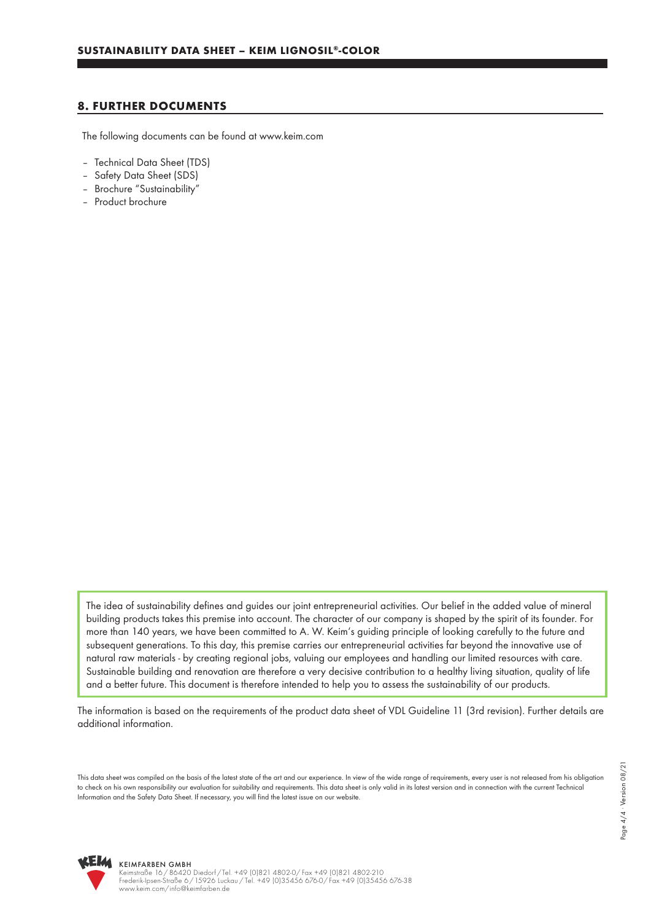## 8. FURTHER DOCUMENTS

The following documents can be found at www.keim.com

- Technical Data Sheet (TDS)
- Safety Data Sheet (SDS)
- Brochure "Sustainability"
- Product brochure

The idea of sustainability defines and guides our joint entrepreneurial activities. Our belief in the added value of mineral building products takes this premise into account. The character of our company is shaped by the spirit of its founder. For more than 140 years, we have been committed to A. W. Keim's guiding principle of looking carefully to the future and subsequent generations. To this day, this premise carries our entrepreneurial activities far beyond the innovative use of natural raw materials - by creating regional jobs, valuing our employees and handling our limited resources with care. Sustainable building and renovation are therefore a very decisive contribution to a healthy living situation, quality of life and a better future. This document is therefore intended to help you to assess the sustainability of our products.

The information is based on the requirements of the product data sheet of VDL Guideline 11 (3rd revision). Further details are additional information.

This data sheet was compiled on the basis of the latest state of the art and our experience. In view of the wide range of requirements, every user is not released from his obligation to check on his own responsibility our evaluation for suitability and requirements. This data sheet is only valid in its latest version and in connection with the current Technical Information and the Safety Data Sheet. If necessary, you will find the latest issue on our website.

KEIMFARBEN GMBH
Keimstraße 16 / 86420 Diedorf / Tel. +49 (0)821 4802-0 / Fax +49 (0)821 4802-210
Frederik-Ipsen-Straße 6 / 15926 Luckau / Tel. +49 (0)35456 676-0 / Fax +49 (0)35456 676-38
www.keim.com / info@keimfarben.de